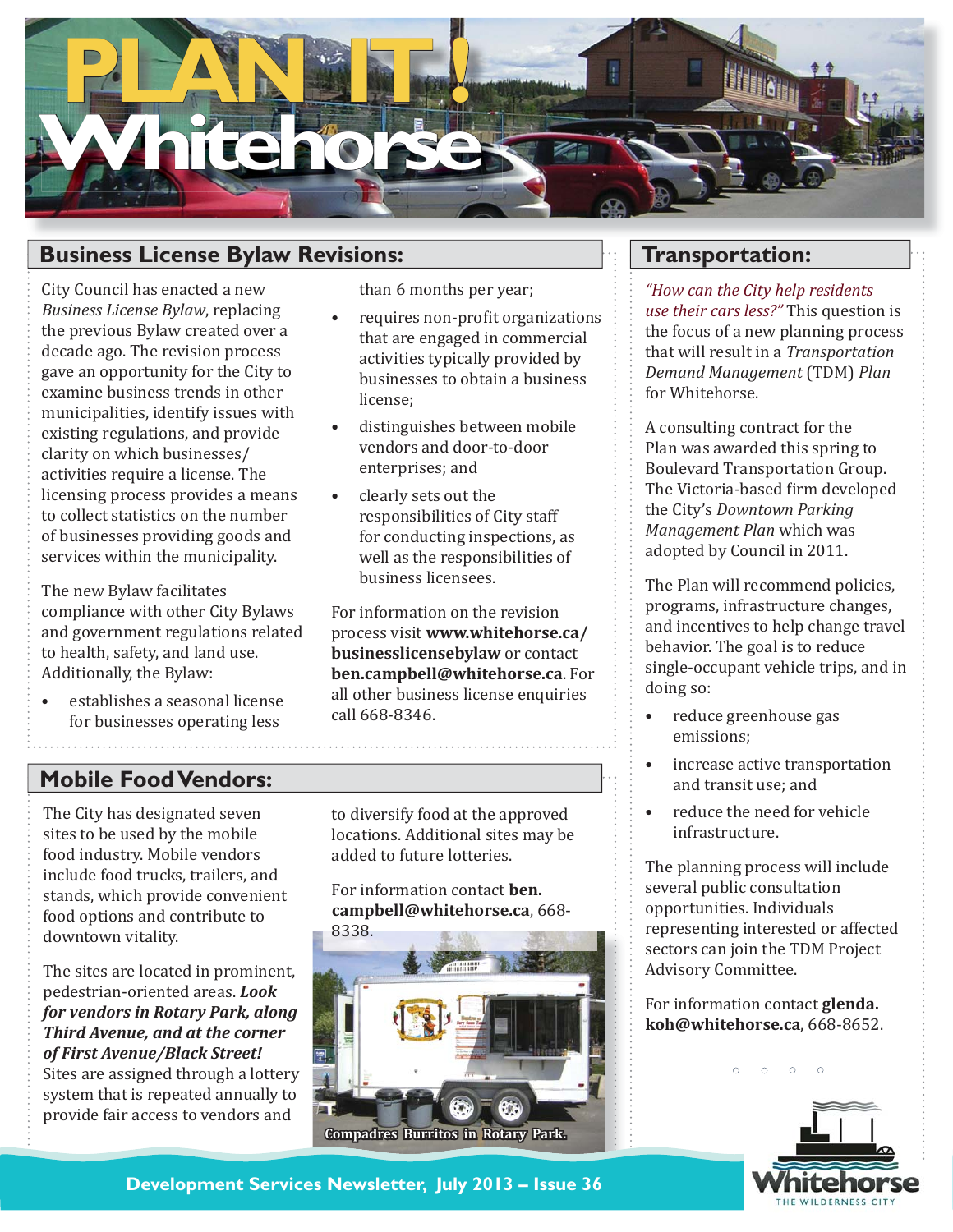# PLAN IT! Whitehorse

## Business License Bylaw Revisions:

City Council has enacted a new *Business License Bylaw*, replacing the previous Bylaw created over a decade ago. The revision process gave an opportunity for the City to examine business trends in other municipalities, identify issues with existing regulations, and provide clarity on which businesses/activities require a license. The licensing process provides a means to collect statistics on the number of businesses providing goods and services within the municipality.

The new Bylaw facilitates compliance with other City Bylaws and government regulations related to health, safety, and land use. Additionally, the Bylaw:

- establishes a seasonal license for businesses operating less than 6 months per year;
- requires non-profit organizations that are engaged in commercial activities typically provided by businesses to obtain a business license;
- distinguishes between mobile vendors and door-to-door enterprises; and
- clearly sets out the responsibilities of City staff for conducting inspections, as well as the responsibilities of business licensees.

For information on the revision process visit **www.whitehorse.ca/businesslicensebylaw** or contact **ben.campbell@whitehorse.ca**. For all other business license enquiries call 668-8346.

## Mobile Food Vendors:

The City has designated seven sites to be used by the mobile food industry. Mobile vendors include food trucks, trailers, and stands, which provide convenient food options and contribute to downtown vitality.

The sites are located in prominent, pedestrian-oriented areas. ***Look for vendors in Rotary Park, along Third Avenue, and at the corner of First Avenue/Black Street!*** Sites are assigned through a lottery system that is repeated annually to provide fair access to vendors and to diversify food at the approved locations. Additional sites may be added to future lotteries.

For information contact **ben.campbell@whitehorse.ca**, 668-8338.

Compadres Burritos in Rotary Park.

## Transportation:

*"How can the City help residents use their cars less?"* This question is the focus of a new planning process that will result in a *Transportation Demand Management* (TDM) *Plan* for Whitehorse.

A consulting contract for the Plan was awarded this spring to Boulevard Transportation Group. The Victoria-based firm developed the City's *Downtown Parking Management Plan* which was adopted by Council in 2011.

The Plan will recommend policies, programs, infrastructure changes, and incentives to help change travel behavior. The goal is to reduce single-occupant vehicle trips, and in doing so:

- reduce greenhouse gas emissions;
- increase active transportation and transit use; and
- reduce the need for vehicle infrastructure.

The planning process will include several public consultation opportunities. Individuals representing interested or affected sectors can join the TDM Project Advisory Committee.

For information contact **glenda.koh@whitehorse.ca**, 668-8652.

Development Services Newsletter, July 2013 – Issue 36

Whitehorse
THE WILDERNESS CITY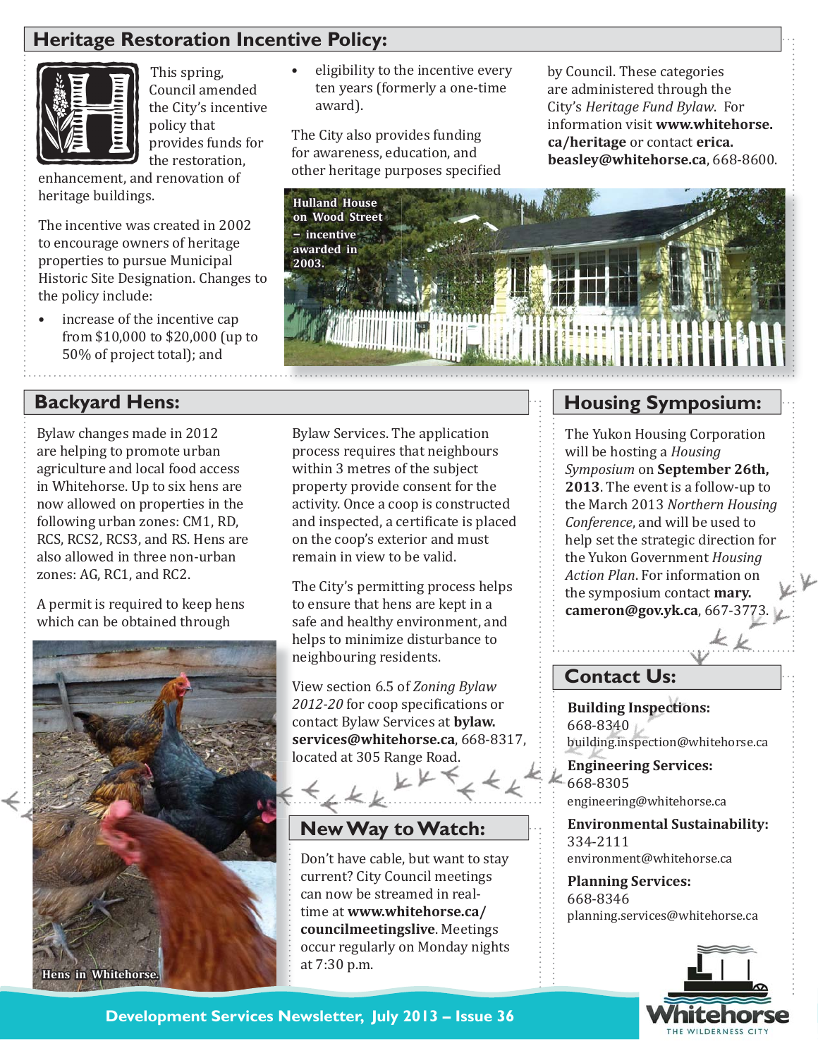## Heritage Restoration Incentive Policy:

This spring, Council amended the City's incentive policy that provides funds for the restoration, enhancement, and renovation of heritage buildings.

The incentive was created in 2002 to encourage owners of heritage properties to pursue Municipal Historic Site Designation. Changes to the policy include:

- increase of the incentive cap from $10,000 to $20,000 (up to 50% of project total); and
- eligibility to the incentive every ten years (formerly a one-time award).

The City also provides funding for awareness, education, and other heritage purposes specified by Council. These categories are administered through the City's *Heritage Fund Bylaw*. For information visit **www.whitehorse.ca/heritage** or contact **erica.beasley@whitehorse.ca**, 668-8600.

Hulland House on Wood Street – incentive awarded in 2003.

## Backyard Hens:

Bylaw changes made in 2012 are helping to promote urban agriculture and local food access in Whitehorse. Up to six hens are now allowed on properties in the following urban zones: CM1, RD, RCS, RCS2, RCS3, and RS. Hens are also allowed in three non-urban zones: AG, RC1, and RC2.

A permit is required to keep hens which can be obtained through Bylaw Services. The application process requires that neighbours within 3 metres of the subject property provide consent for the activity. Once a coop is constructed and inspected, a certificate is placed on the coop's exterior and must remain in view to be valid.

The City's permitting process helps to ensure that hens are kept in a safe and healthy environment, and helps to minimize disturbance to neighbouring residents.

View section 6.5 of *Zoning Bylaw 2012-20* for coop specifications or contact Bylaw Services at **bylaw.services@whitehorse.ca**, 668-8317, located at 305 Range Road.

Hens in Whitehorse.

## New Way to Watch:

Don't have cable, but want to stay current? City Council meetings can now be streamed in real-time at **www.whitehorse.ca/councilmeetingslive**. Meetings occur regularly on Monday nights at 7:30 p.m.

## Housing Symposium:

The Yukon Housing Corporation will be hosting a *Housing Symposium* on **September 26th, 2013**. The event is a follow-up to the March 2013 *Northern Housing Conference*, and will be used to help set the strategic direction for the Yukon Government *Housing Action Plan*. For information on the symposium contact **mary.cameron@gov.yk.ca**, 667-3773.

## Contact Us:

**Building Inspections:**
668-8340
building.inspection@whitehorse.ca

**Engineering Services:**
668-8305
engineering@whitehorse.ca

**Environmental Sustainability:**
334-2111
environment@whitehorse.ca

**Planning Services:**
668-8346
planning.services@whitehorse.ca

Whitehorse
THE WILDERNESS CITY